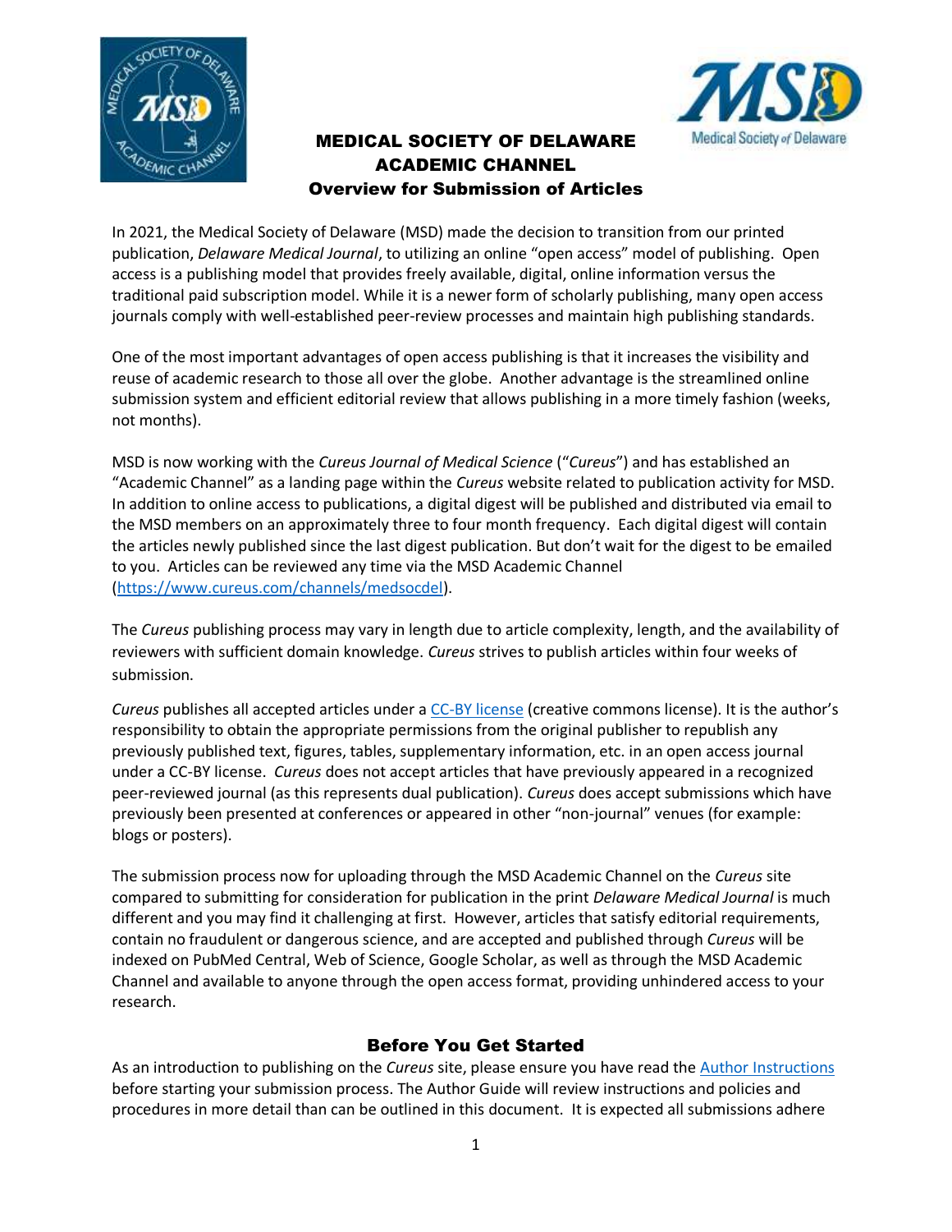# MEDICAL SOCIETY OF DELAWARE ACADEMIC CHANNEL

## Overview for Submission of Articles

In 2021, the Medical Society of Delaware (MSD) made the decision to transition from our printed publication, *Delaware Medical Journal*, to utilizing an online "open access" model of publishing. Open access is a publishing model that provides freely available, digital, online information versus the traditional paid subscription model. While it is a newer form of scholarly publishing, many open access journals comply with well-established peer-review processes and maintain high publishing standards.

One of the most important advantages of open access publishing is that it increases the visibility and reuse of academic research to those all over the globe. Another advantage is the streamlined online submission system and efficient editorial review that allows publishing in a more timely fashion (weeks, not months).

MSD is now working with the *Cureus Journal of Medical Science* ("*Cureus*") and has established an "Academic Channel" as a landing page within the *Cureus* website related to publication activity for MSD. In addition to online access to publications, a digital digest will be published and distributed via email to the MSD members on an approximately three to four month frequency. Each digital digest will contain the articles newly published since the last digest publication. But don't wait for the digest to be emailed to you. Articles can be reviewed any time via the MSD Academic Channel (https://www.cureus.com/channels/medsocdel).

The *Cureus* publishing process may vary in length due to article complexity, length, and the availability of reviewers with sufficient domain knowledge. *Cureus* strives to publish articles within four weeks of submission.

*Cureus* publishes all accepted articles under a CC-BY license (creative commons license). It is the author's responsibility to obtain the appropriate permissions from the original publisher to republish any previously published text, figures, tables, supplementary information, etc. in an open access journal under a CC-BY license. *Cureus* does not accept articles that have previously appeared in a recognized peer-reviewed journal (as this represents dual publication). *Cureus* does accept submissions which have previously been presented at conferences or appeared in other "non-journal" venues (for example: blogs or posters).

The submission process now for uploading through the MSD Academic Channel on the *Cureus* site compared to submitting for consideration for publication in the print *Delaware Medical Journal* is much different and you may find it challenging at first. However, articles that satisfy editorial requirements, contain no fraudulent or dangerous science, and are accepted and published through *Cureus* will be indexed on PubMed Central, Web of Science, Google Scholar, as well as through the MSD Academic Channel and available to anyone through the open access format, providing unhindered access to your research.

## Before You Get Started

As an introduction to publishing on the *Cureus* site, please ensure you have read the Author Instructions before starting your submission process. The Author Guide will review instructions and policies and procedures in more detail than can be outlined in this document. It is expected all submissions adhere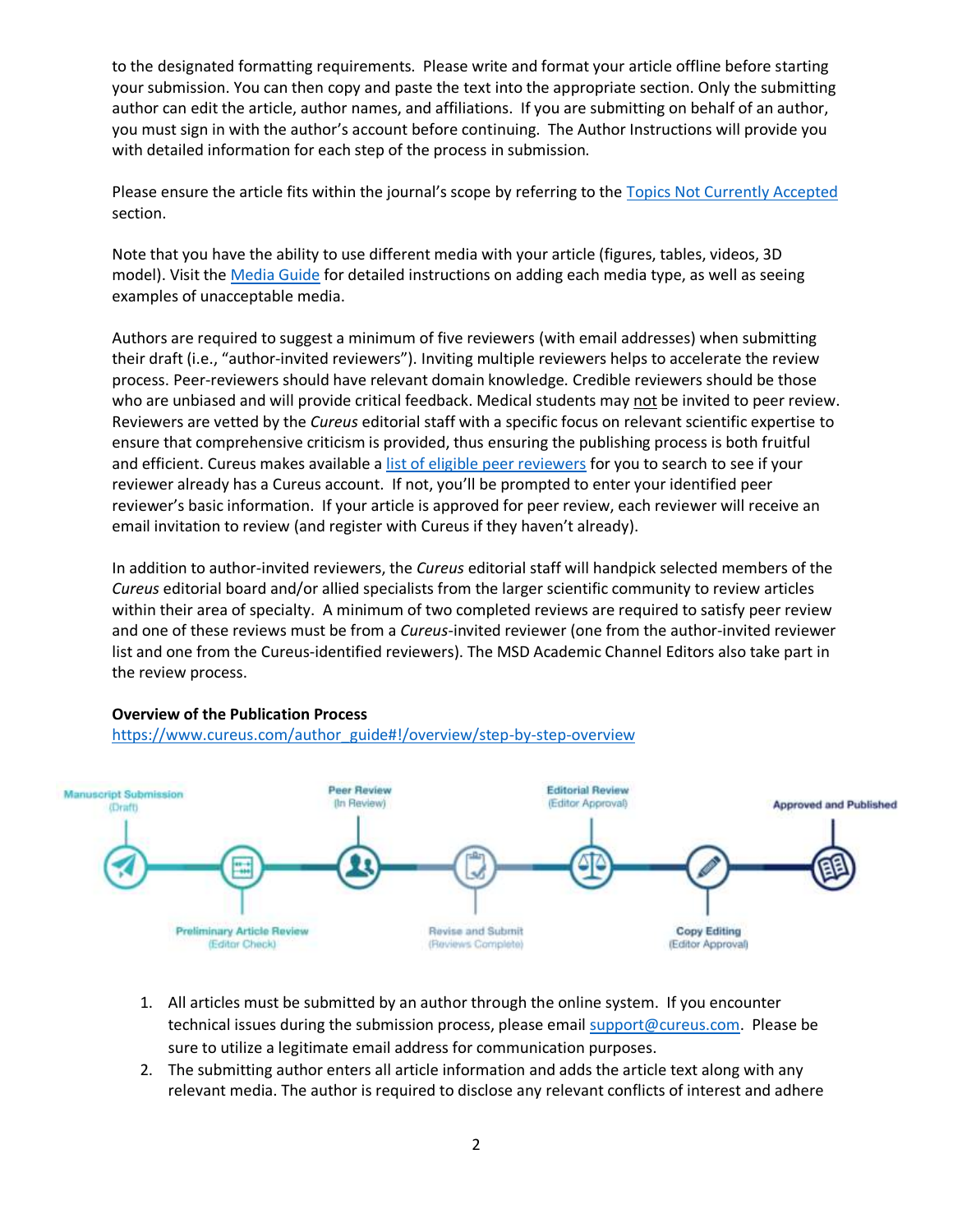to the designated formatting requirements. Please write and format your article offline before starting your submission. You can then copy and paste the text into the appropriate section. Only the submitting author can edit the article, author names, and affiliations. If you are submitting on behalf of an author, you must sign in with the author's account before continuing. The Author Instructions will provide you with detailed information for each step of the process in submission.

Please ensure the article fits within the journal's scope by referring to the [Topics Not Currently Accepted](#) section.

Note that you have the ability to use different media with your article (figures, tables, videos, 3D model). Visit the [Media Guide](#) for detailed instructions on adding each media type, as well as seeing examples of unacceptable media.

Authors are required to suggest a minimum of five reviewers (with email addresses) when submitting their draft (i.e., "author-invited reviewers"). Inviting multiple reviewers helps to accelerate the review process. Peer-reviewers should have relevant domain knowledge. Credible reviewers should be those who are unbiased and will provide critical feedback. Medical students may not be invited to peer review. Reviewers are vetted by the *Cureus* editorial staff with a specific focus on relevant scientific expertise to ensure that comprehensive criticism is provided, thus ensuring the publishing process is both fruitful and efficient. Cureus makes available a [list of eligible peer reviewers](#) for you to search to see if your reviewer already has a Cureus account. If not, you'll be prompted to enter your identified peer reviewer's basic information. If your article is approved for peer review, each reviewer will receive an email invitation to review (and register with Cureus if they haven't already).

In addition to author-invited reviewers, the *Cureus* editorial staff will handpick selected members of the *Cureus* editorial board and/or allied specialists from the larger scientific community to review articles within their area of specialty. A minimum of two completed reviews are required to satisfy peer review and one of these reviews must be from a *Cureus*-invited reviewer (one from the author-invited reviewer list and one from the Cureus-identified reviewers). The MSD Academic Channel Editors also take part in the review process.

**Overview of the Publication Process**
https://www.cureus.com/author_guide#!/overview/step-by-step-overview

Manuscript Submission (Draft) → Preliminary Article Review (Editor Check) → Peer Review (In Review) → Revise and Submit (Reviews Complete) → Editorial Review (Editor Approval) → Copy Editing (Editor Approval) → Approved and Published

1. All articles must be submitted by an author through the online system. If you encounter technical issues during the submission process, please email [support@cureus.com](mailto:support@cureus.com). Please be sure to utilize a legitimate email address for communication purposes.
2. The submitting author enters all article information and adds the article text along with any relevant media. The author is required to disclose any relevant conflicts of interest and adhere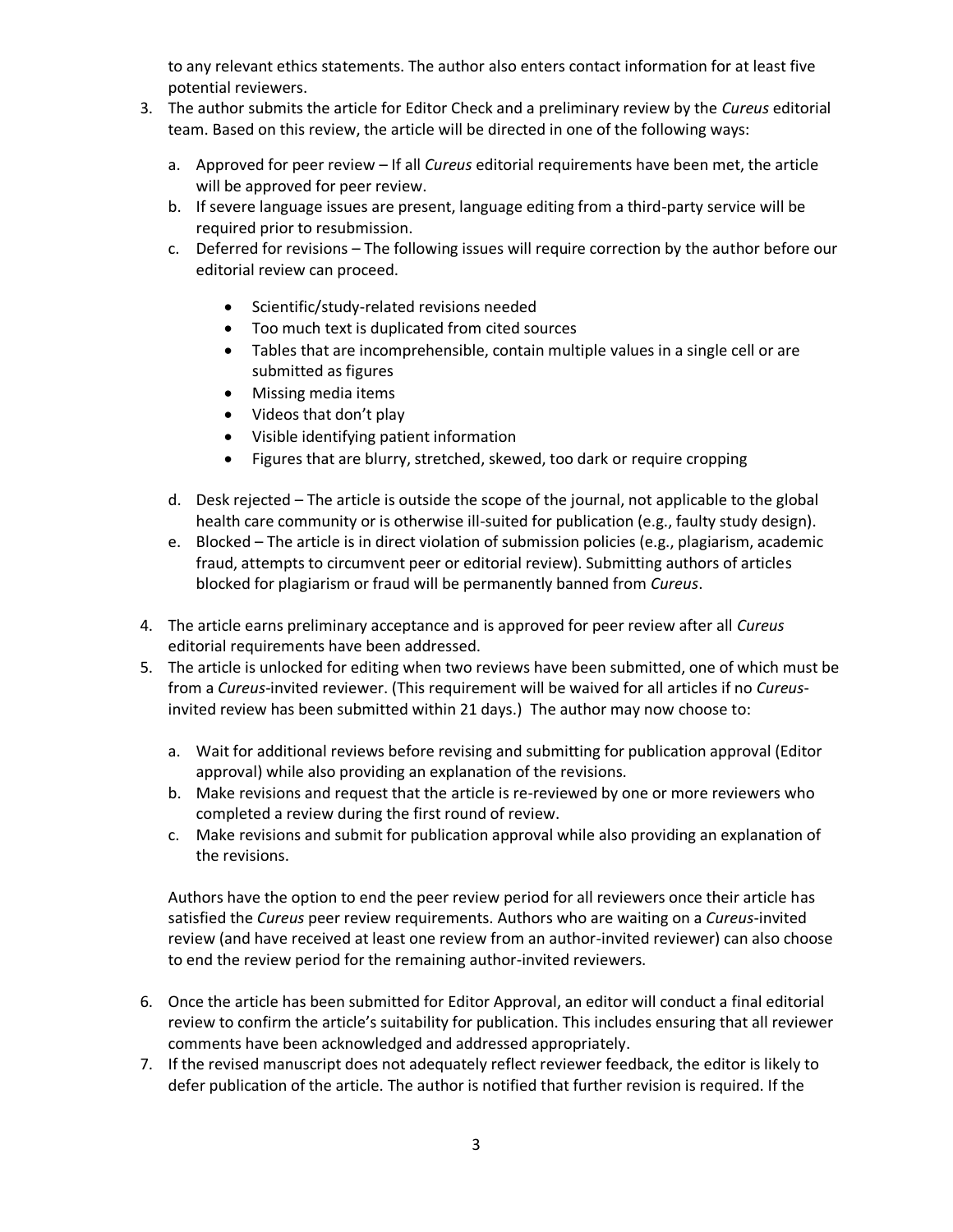to any relevant ethics statements. The author also enters contact information for at least five potential reviewers.

3. The author submits the article for Editor Check and a preliminary review by the *Cureus* editorial team. Based on this review, the article will be directed in one of the following ways:

    a. Approved for peer review – If all *Cureus* editorial requirements have been met, the article will be approved for peer review.

    b. If severe language issues are present, language editing from a third-party service will be required prior to resubmission.

    c. Deferred for revisions – The following issues will require correction by the author before our editorial review can proceed.

        - Scientific/study-related revisions needed
        - Too much text is duplicated from cited sources
        - Tables that are incomprehensible, contain multiple values in a single cell or are submitted as figures
        - Missing media items
        - Videos that don't play
        - Visible identifying patient information
        - Figures that are blurry, stretched, skewed, too dark or require cropping

    d. Desk rejected – The article is outside the scope of the journal, not applicable to the global health care community or is otherwise ill-suited for publication (e.g., faulty study design).

    e. Blocked – The article is in direct violation of submission policies (e.g., plagiarism, academic fraud, attempts to circumvent peer or editorial review). Submitting authors of articles blocked for plagiarism or fraud will be permanently banned from *Cureus*.

4. The article earns preliminary acceptance and is approved for peer review after all *Cureus* editorial requirements have been addressed.

5. The article is unlocked for editing when two reviews have been submitted, one of which must be from a *Cureus*-invited reviewer. (This requirement will be waived for all articles if no *Cureus*-invited review has been submitted within 21 days.) The author may now choose to:

    a. Wait for additional reviews before revising and submitting for publication approval (Editor approval) while also providing an explanation of the revisions.

    b. Make revisions and request that the article is re-reviewed by one or more reviewers who completed a review during the first round of review.

    c. Make revisions and submit for publication approval while also providing an explanation of the revisions.

    Authors have the option to end the peer review period for all reviewers once their article has satisfied the *Cureus* peer review requirements. Authors who are waiting on a *Cureus*-invited review (and have received at least one review from an author-invited reviewer) can also choose to end the review period for the remaining author-invited reviewers.

6. Once the article has been submitted for Editor Approval, an editor will conduct a final editorial review to confirm the article's suitability for publication. This includes ensuring that all reviewer comments have been acknowledged and addressed appropriately.

7. If the revised manuscript does not adequately reflect reviewer feedback, the editor is likely to defer publication of the article. The author is notified that further revision is required. If the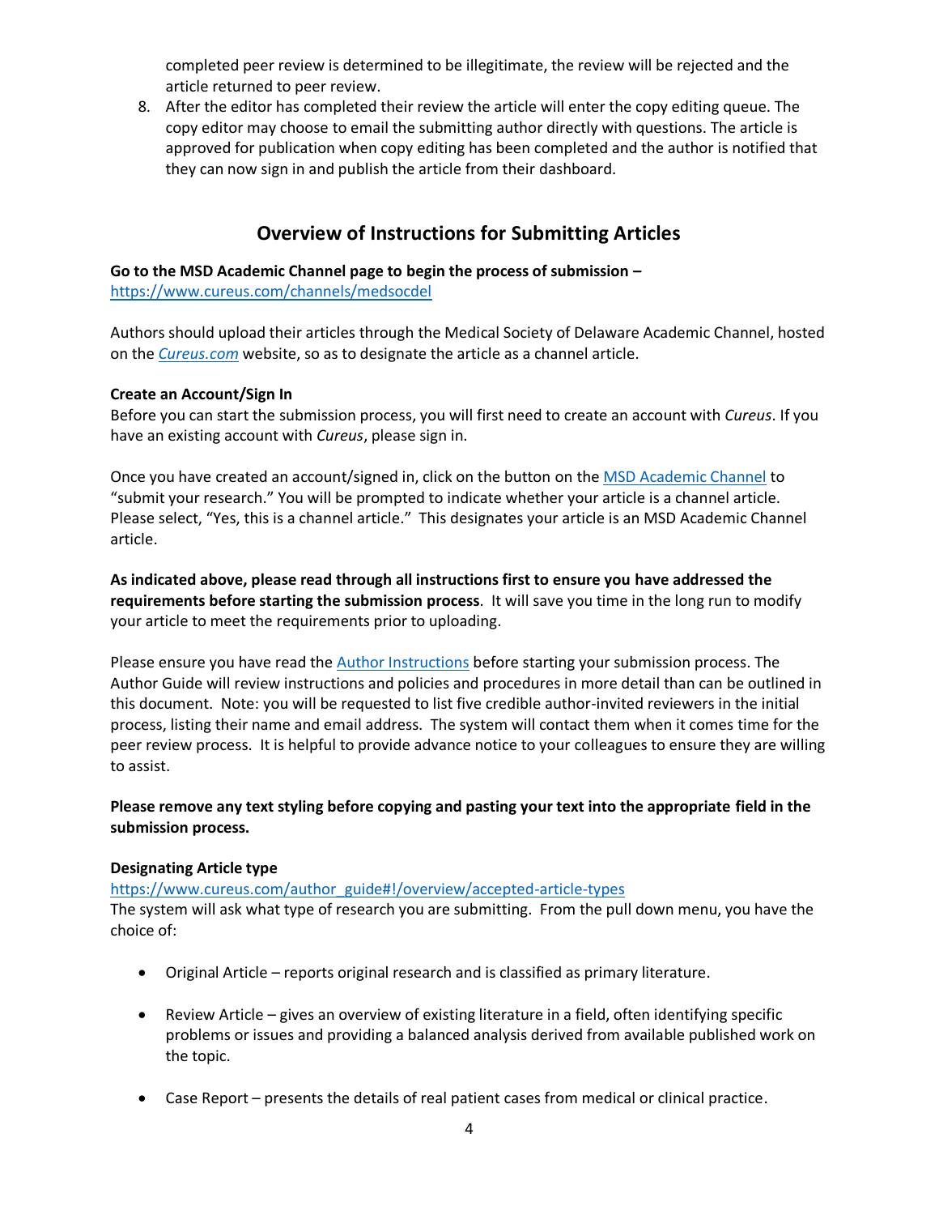completed peer review is determined to be illegitimate, the review will be rejected and the article returned to peer review.

8. After the editor has completed their review the article will enter the copy editing queue. The copy editor may choose to email the submitting author directly with questions. The article is approved for publication when copy editing has been completed and the author is notified that they can now sign in and publish the article from their dashboard.

## Overview of Instructions for Submitting Articles

**Go to the MSD Academic Channel page to begin the process of submission –**
https://www.cureus.com/channels/medsocdel

Authors should upload their articles through the Medical Society of Delaware Academic Channel, hosted on the *Cureus.com* website, so as to designate the article as a channel article.

**Create an Account/Sign In**
Before you can start the submission process, you will first need to create an account with *Cureus*. If you have an existing account with *Cureus*, please sign in.

Once you have created an account/signed in, click on the button on the MSD Academic Channel to "submit your research." You will be prompted to indicate whether your article is a channel article. Please select, "Yes, this is a channel article." This designates your article is an MSD Academic Channel article.

**As indicated above, please read through all instructions first to ensure you have addressed the requirements before starting the submission process**. It will save you time in the long run to modify your article to meet the requirements prior to uploading.

Please ensure you have read the Author Instructions before starting your submission process. The Author Guide will review instructions and policies and procedures in more detail than can be outlined in this document. Note: you will be requested to list five credible author-invited reviewers in the initial process, listing their name and email address. The system will contact them when it comes time for the peer review process. It is helpful to provide advance notice to your colleagues to ensure they are willing to assist.

**Please remove any text styling before copying and pasting your text into the appropriate field in the submission process.**

**Designating Article type**
https://www.cureus.com/author_guide#!/overview/accepted-article-types
The system will ask what type of research you are submitting. From the pull down menu, you have the choice of:

- Original Article – reports original research and is classified as primary literature.
- Review Article – gives an overview of existing literature in a field, often identifying specific problems or issues and providing a balanced analysis derived from available published work on the topic.
- Case Report – presents the details of real patient cases from medical or clinical practice.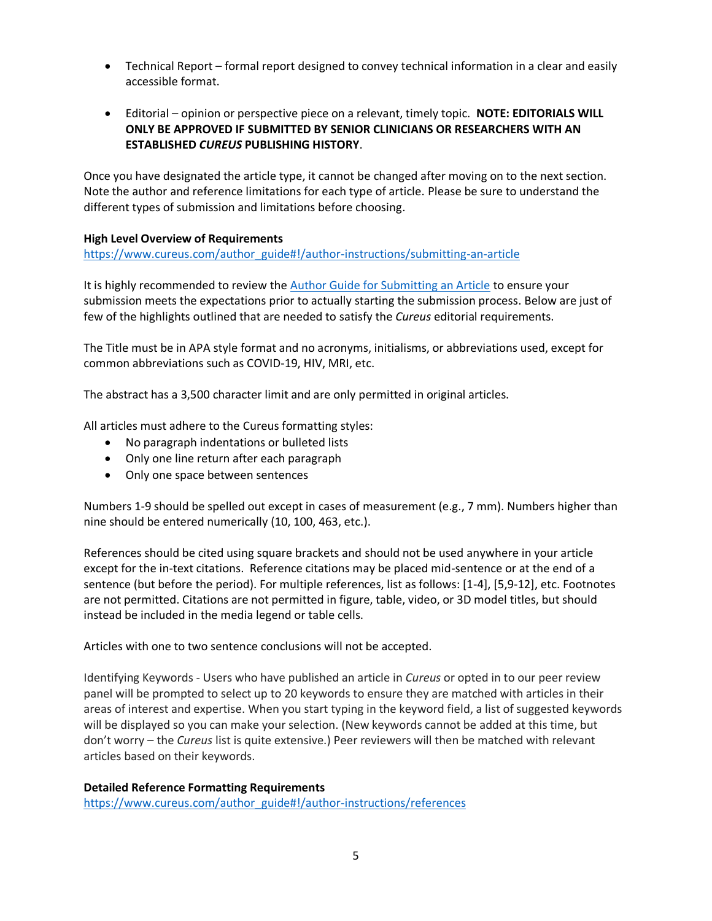- Technical Report – formal report designed to convey technical information in a clear and easily accessible format.

- Editorial – opinion or perspective piece on a relevant, timely topic. **NOTE: EDITORIALS WILL ONLY BE APPROVED IF SUBMITTED BY SENIOR CLINICIANS OR RESEARCHERS WITH AN ESTABLISHED *CUREUS* PUBLISHING HISTORY**.

Once you have designated the article type, it cannot be changed after moving on to the next section. Note the author and reference limitations for each type of article. Please be sure to understand the different types of submission and limitations before choosing.

**High Level Overview of Requirements**
https://www.cureus.com/author_guide#!/author-instructions/submitting-an-article

It is highly recommended to review the Author Guide for Submitting an Article to ensure your submission meets the expectations prior to actually starting the submission process. Below are just of few of the highlights outlined that are needed to satisfy the *Cureus* editorial requirements.

The Title must be in APA style format and no acronyms, initialisms, or abbreviations used, except for common abbreviations such as COVID-19, HIV, MRI, etc.

The abstract has a 3,500 character limit and are only permitted in original articles.

All articles must adhere to the Cureus formatting styles:

- No paragraph indentations or bulleted lists
- Only one line return after each paragraph
- Only one space between sentences

Numbers 1-9 should be spelled out except in cases of measurement (e.g., 7 mm). Numbers higher than nine should be entered numerically (10, 100, 463, etc.).

References should be cited using square brackets and should not be used anywhere in your article except for the in-text citations. Reference citations may be placed mid-sentence or at the end of a sentence (but before the period). For multiple references, list as follows: [1-4], [5,9-12], etc. Footnotes are not permitted. Citations are not permitted in figure, table, video, or 3D model titles, but should instead be included in the media legend or table cells.

Articles with one to two sentence conclusions will not be accepted.

Identifying Keywords - Users who have published an article in *Cureus* or opted in to our peer review panel will be prompted to select up to 20 keywords to ensure they are matched with articles in their areas of interest and expertise. When you start typing in the keyword field, a list of suggested keywords will be displayed so you can make your selection. (New keywords cannot be added at this time, but don't worry – the *Cureus* list is quite extensive.) Peer reviewers will then be matched with relevant articles based on their keywords.

**Detailed Reference Formatting Requirements**
https://www.cureus.com/author_guide#!/author-instructions/references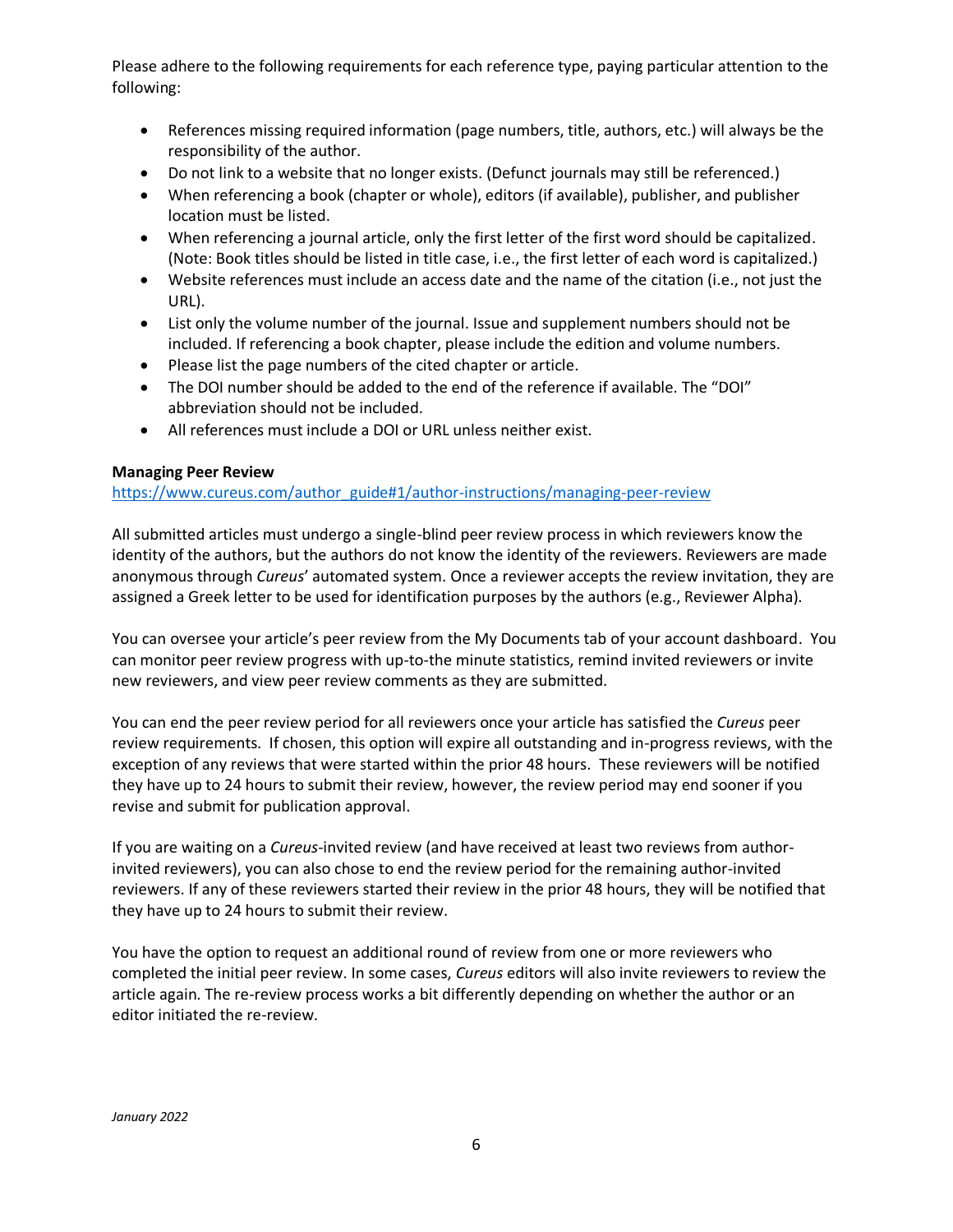Please adhere to the following requirements for each reference type, paying particular attention to the following:

- References missing required information (page numbers, title, authors, etc.) will always be the responsibility of the author.
- Do not link to a website that no longer exists. (Defunct journals may still be referenced.)
- When referencing a book (chapter or whole), editors (if available), publisher, and publisher location must be listed.
- When referencing a journal article, only the first letter of the first word should be capitalized. (Note: Book titles should be listed in title case, i.e., the first letter of each word is capitalized.)
- Website references must include an access date and the name of the citation (i.e., not just the URL).
- List only the volume number of the journal. Issue and supplement numbers should not be included. If referencing a book chapter, please include the edition and volume numbers.
- Please list the page numbers of the cited chapter or article.
- The DOI number should be added to the end of the reference if available. The "DOI" abbreviation should not be included.
- All references must include a DOI or URL unless neither exist.

**Managing Peer Review**

https://www.cureus.com/author_guide#1/author-instructions/managing-peer-review

All submitted articles must undergo a single-blind peer review process in which reviewers know the identity of the authors, but the authors do not know the identity of the reviewers. Reviewers are made anonymous through *Cureus*' automated system. Once a reviewer accepts the review invitation, they are assigned a Greek letter to be used for identification purposes by the authors (e.g., Reviewer Alpha).

You can oversee your article's peer review from the My Documents tab of your account dashboard. You can monitor peer review progress with up-to-the minute statistics, remind invited reviewers or invite new reviewers, and view peer review comments as they are submitted.

You can end the peer review period for all reviewers once your article has satisfied the *Cureus* peer review requirements. If chosen, this option will expire all outstanding and in-progress reviews, with the exception of any reviews that were started within the prior 48 hours. These reviewers will be notified they have up to 24 hours to submit their review, however, the review period may end sooner if you revise and submit for publication approval.

If you are waiting on a *Cureus*-invited review (and have received at least two reviews from author-invited reviewers), you can also chose to end the review period for the remaining author-invited reviewers. If any of these reviewers started their review in the prior 48 hours, they will be notified that they have up to 24 hours to submit their review.

You have the option to request an additional round of review from one or more reviewers who completed the initial peer review. In some cases, *Cureus* editors will also invite reviewers to review the article again. The re-review process works a bit differently depending on whether the author or an editor initiated the re-review.

*January 2022*